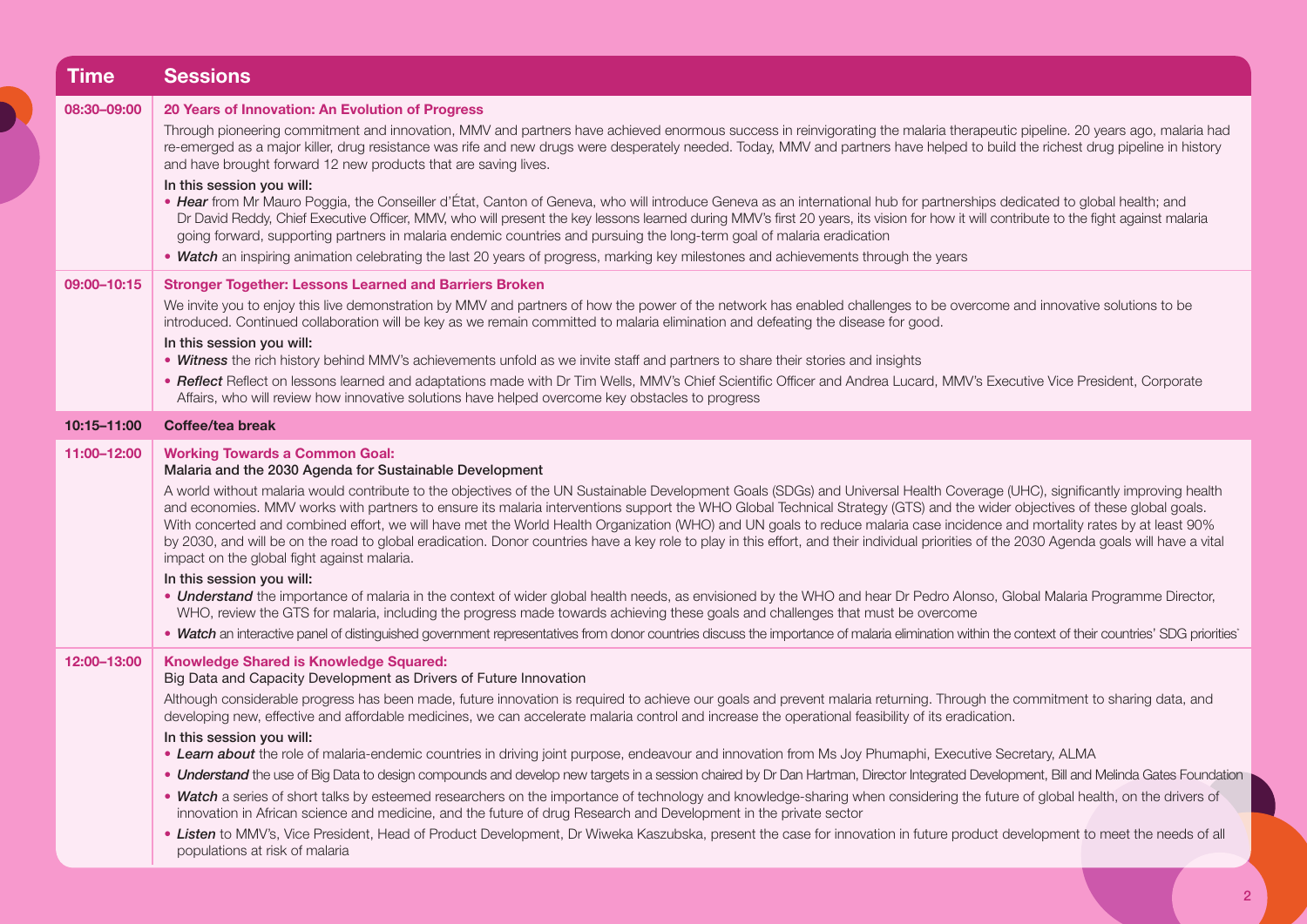| Time | Sessions |
|---|---|
| 08:30–09:00 | **20 Years of Innovation: An Evolution of Progress**<br><br>Through pioneering commitment and innovation, MMV and partners have achieved enormous success in reinvigorating the malaria therapeutic pipeline. 20 years ago, malaria had re-emerged as a major killer, drug resistance was rife and new drugs were desperately needed. Today, MMV and partners have helped to build the richest drug pipeline in history and have brought forward 12 new products that are saving lives.<br><br>**In this session you will:**<br>• ***Hear*** from Mr Mauro Poggia, the Conseiller d'État, Canton of Geneva, who will introduce Geneva as an international hub for partnerships dedicated to global health; and Dr David Reddy, Chief Executive Officer, MMV, who will present the key lessons learned during MMV's first 20 years, its vision for how it will contribute to the fight against malaria going forward, supporting partners in malaria endemic countries and pursuing the long-term goal of malaria eradication<br>• ***Watch*** an inspiring animation celebrating the last 20 years of progress, marking key milestones and achievements through the years |
| 09:00–10:15 | **Stronger Together: Lessons Learned and Barriers Broken**<br><br>We invite you to enjoy this live demonstration by MMV and partners of how the power of the network has enabled challenges to be overcome and innovative solutions to be introduced. Continued collaboration will be key as we remain committed to malaria elimination and defeating the disease for good.<br><br>**In this session you will:**<br>• ***Witness*** the rich history behind MMV's achievements unfold as we invite staff and partners to share their stories and insights<br>• ***Reflect*** Reflect on lessons learned and adaptations made with Dr Tim Wells, MMV's Chief Scientific Officer and Andrea Lucard, MMV's Executive Vice President, Corporate Affairs, who will review how innovative solutions have helped overcome key obstacles to progress |
| 10:15–11:00 | **Coffee/tea break** |
| 11:00–12:00 | **Working Towards a Common Goal:**<br>**Malaria and the 2030 Agenda for Sustainable Development**<br><br>A world without malaria would contribute to the objectives of the UN Sustainable Development Goals (SDGs) and Universal Health Coverage (UHC), significantly improving health and economies. MMV works with partners to ensure its malaria interventions support the WHO Global Technical Strategy (GTS) and the wider objectives of these global goals. With concerted and combined effort, we will have met the World Health Organization (WHO) and UN goals to reduce malaria case incidence and mortality rates by at least 90% by 2030, and will be on the road to global eradication. Donor countries have a key role to play in this effort, and their individual priorities of the 2030 Agenda goals will have a vital impact on the global fight against malaria.<br><br>**In this session you will:**<br>• ***Understand*** the importance of malaria in the context of wider global health needs, as envisioned by the WHO and hear Dr Pedro Alonso, Global Malaria Programme Director, WHO, review the GTS for malaria, including the progress made towards achieving these goals and challenges that must be overcome<br>• ***Watch*** an interactive panel of distinguished government representatives from donor countries discuss the importance of malaria elimination within the context of their countries' SDG priorities` |
| 12:00–13:00 | **Knowledge Shared is Knowledge Squared:**<br>Big Data and Capacity Development as Drivers of Future Innovation<br><br>Although considerable progress has been made, future innovation is required to achieve our goals and prevent malaria returning. Through the commitment to sharing data, and developing new, effective and affordable medicines, we can accelerate malaria control and increase the operational feasibility of its eradication.<br><br>**In this session you will:**<br>• ***Learn about*** the role of malaria-endemic countries in driving joint purpose, endeavour and innovation from Ms Joy Phumaphi, Executive Secretary, ALMA<br>• ***Understand*** the use of Big Data to design compounds and develop new targets in a session chaired by Dr Dan Hartman, Director Integrated Development, Bill and Melinda Gates Foundation<br>• ***Watch*** a series of short talks by esteemed researchers on the importance of technology and knowledge-sharing when considering the future of global health, on the drivers of innovation in African science and medicine, and the future of drug Research and Development in the private sector<br>• ***Listen*** to MMV's, Vice President, Head of Product Development, Dr Wiweka Kaszubska, present the case for innovation in future product development to meet the needs of all populations at risk of malaria |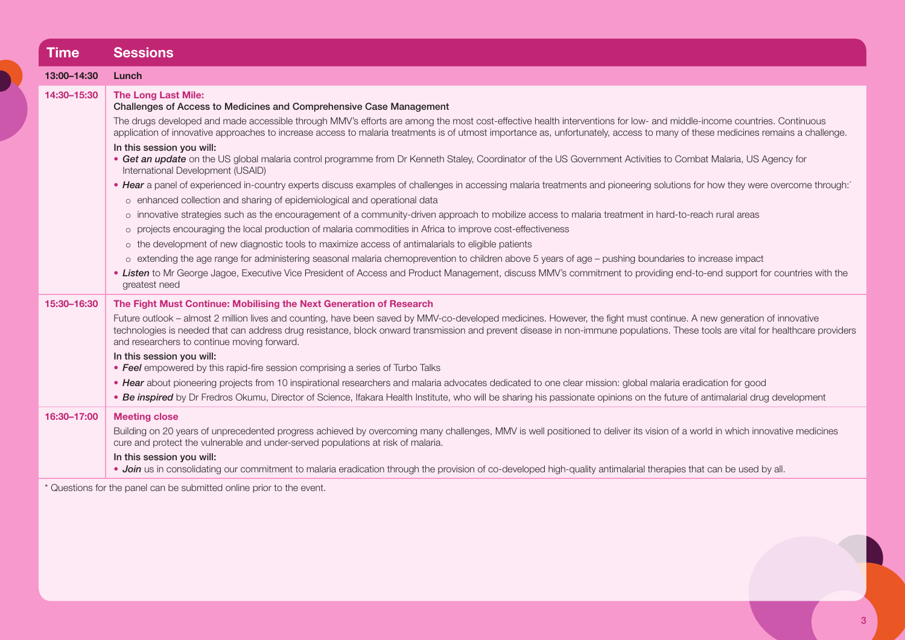| Time | Sessions |
|---|---|
| **13:00–14:30** | **Lunch** |
| **14:30–15:30** | **The Long Last Mile:**<br>**Challenges of Access to Medicines and Comprehensive Case Management**<br>The drugs developed and made accessible through MMV's efforts are among the most cost-effective health interventions for low- and middle-income countries. Continuous application of innovative approaches to increase access to malaria treatments is of utmost importance as, unfortunately, access to many of these medicines remains a challenge.<br>**In this session you will:**<br>• ***Get an update*** on the US global malaria control programme from Dr Kenneth Staley, Coordinator of the US Government Activities to Combat Malaria, US Agency for International Development (USAID)<br>• ***Hear*** a panel of experienced in-country experts discuss examples of challenges in accessing malaria treatments and pioneering solutions for how they were overcome through:*<br>○ enhanced collection and sharing of epidemiological and operational data<br>○ innovative strategies such as the encouragement of a community-driven approach to mobilize access to malaria treatment in hard-to-reach rural areas<br>○ projects encouraging the local production of malaria commodities in Africa to improve cost-effectiveness<br>○ the development of new diagnostic tools to maximize access of antimalarials to eligible patients<br>○ extending the age range for administering seasonal malaria chemoprevention to children above 5 years of age – pushing boundaries to increase impact<br>• ***Listen*** to Mr George Jagoe, Executive Vice President of Access and Product Management, discuss MMV's commitment to providing end-to-end support for countries with the greatest need |
| **15:30–16:30** | **The Fight Must Continue: Mobilising the Next Generation of Research**<br>Future outlook – almost 2 million lives and counting, have been saved by MMV-co-developed medicines. However, the fight must continue. A new generation of innovative technologies is needed that can address drug resistance, block onward transmission and prevent disease in non-immune populations. These tools are vital for healthcare providers and researchers to continue moving forward.<br>**In this session you will:**<br>• ***Feel*** empowered by this rapid-fire session comprising a series of Turbo Talks<br>• ***Hear*** about pioneering projects from 10 inspirational researchers and malaria advocates dedicated to one clear mission: global malaria eradication for good<br>• ***Be inspired*** by Dr Fredros Okumu, Director of Science, Ifakara Health Institute, who will be sharing his passionate opinions on the future of antimalarial drug development |
| **16:30–17:00** | **Meeting close**<br>Building on 20 years of unprecedented progress achieved by overcoming many challenges, MMV is well positioned to deliver its vision of a world in which innovative medicines cure and protect the vulnerable and under-served populations at risk of malaria.<br>**In this session you will:**<br>• ***Join*** us in consolidating our commitment to malaria eradication through the provision of co-developed high-quality antimalarial therapies that can be used by all. |

\* Questions for the panel can be submitted online prior to the event.